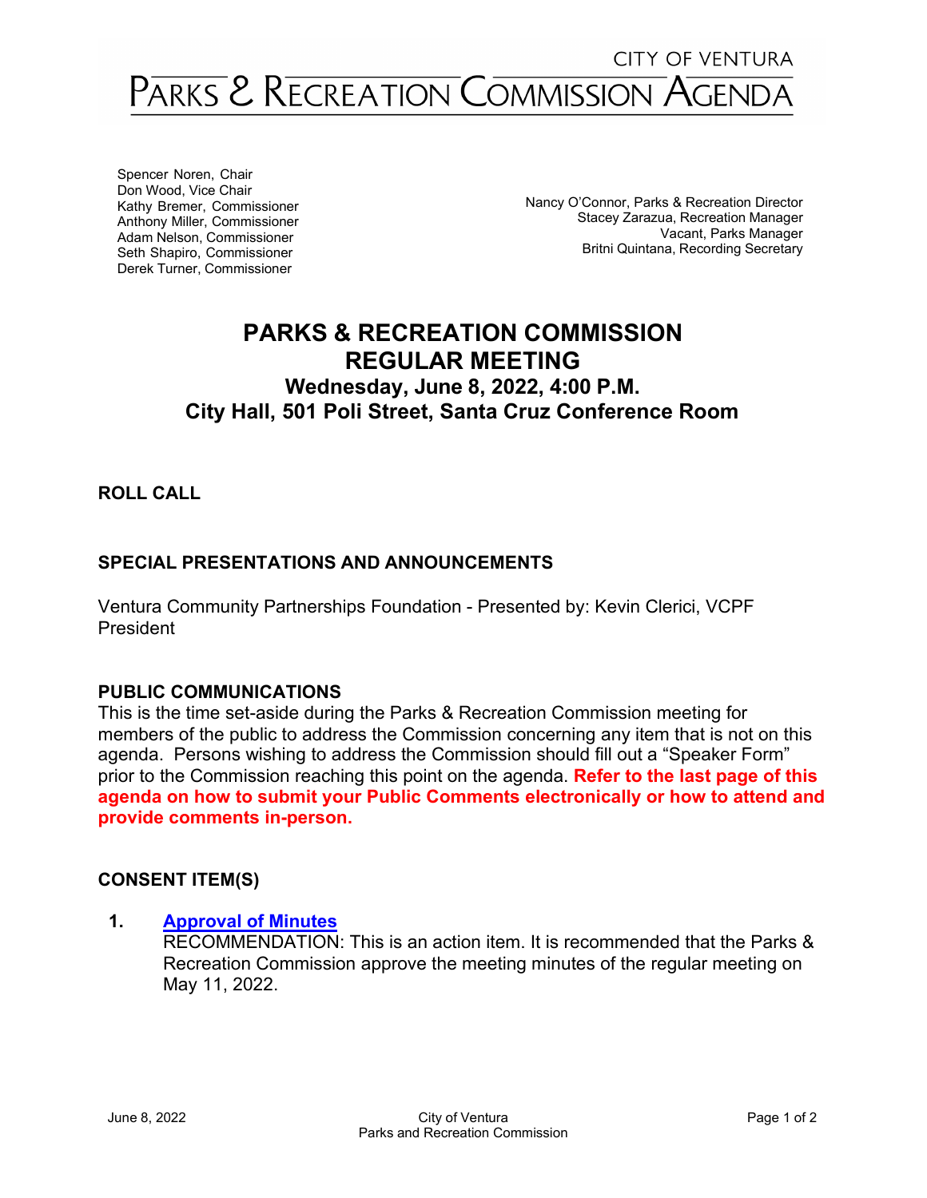# CITY OF VENTURA PARKS & RECREATION COMMISSION AGENDA

Spencer Noren, Chair
Don Wood, Vice Chair
Kathy Bremer, Commissioner
Anthony Miller, Commissioner
Adam Nelson, Commissioner
Seth Shapiro, Commissioner
Derek Turner, Commissioner

Nancy O'Connor, Parks & Recreation Director
Stacey Zarazua, Recreation Manager
Vacant, Parks Manager
Britni Quintana, Recording Secretary

## PARKS & RECREATION COMMISSION REGULAR MEETING

### Wednesday, June 8, 2022, 4:00 P.M.
### City Hall, 501 Poli Street, Santa Cruz Conference Room

## ROLL CALL

## SPECIAL PRESENTATIONS AND ANNOUNCEMENTS

Ventura Community Partnerships Foundation - Presented by: Kevin Clerici, VCPF President

## PUBLIC COMMUNICATIONS

This is the time set-aside during the Parks & Recreation Commission meeting for members of the public to address the Commission concerning any item that is not on this agenda. Persons wishing to address the Commission should fill out a "Speaker Form" prior to the Commission reaching this point on the agenda. **Refer to the last page of this agenda on how to submit your Public Comments electronically or how to attend and provide comments in-person.**

## CONSENT ITEM(S)

1. **Approval of Minutes**
   RECOMMENDATION: This is an action item. It is recommended that the Parks & Recreation Commission approve the meeting minutes of the regular meeting on May 11, 2022.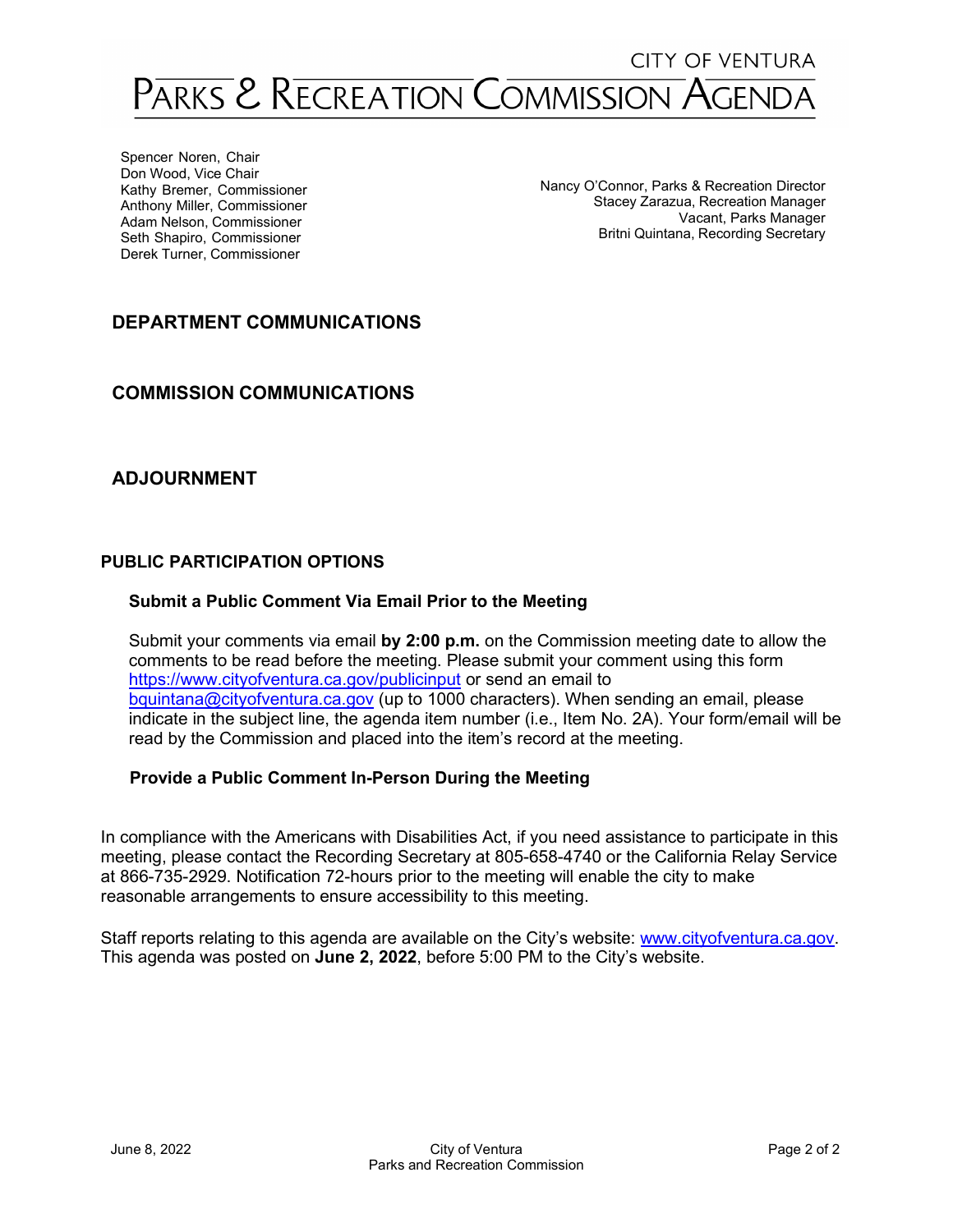# CITY OF VENTURA PARKS & RECREATION COMMISSION AGENDA

Spencer Noren, Chair
Don Wood, Vice Chair
Kathy Bremer, Commissioner
Anthony Miller, Commissioner
Adam Nelson, Commissioner
Seth Shapiro, Commissioner
Derek Turner, Commissioner

Nancy O'Connor, Parks & Recreation Director
Stacey Zarazua, Recreation Manager
Vacant, Parks Manager
Britni Quintana, Recording Secretary

## DEPARTMENT COMMUNICATIONS

## COMMISSION COMMUNICATIONS

## ADJOURNMENT

## PUBLIC PARTICIPATION OPTIONS

### Submit a Public Comment Via Email Prior to the Meeting

Submit your comments via email **by 2:00 p.m.** on the Commission meeting date to allow the comments to be read before the meeting. Please submit your comment using this form https://www.cityofventura.ca.gov/publicinput or send an email to bquintana@cityofventura.ca.gov (up to 1000 characters). When sending an email, please indicate in the subject line, the agenda item number (i.e., Item No. 2A). Your form/email will be read by the Commission and placed into the item's record at the meeting.

### Provide a Public Comment In-Person During the Meeting

In compliance with the Americans with Disabilities Act, if you need assistance to participate in this meeting, please contact the Recording Secretary at 805-658-4740 or the California Relay Service at 866-735-2929. Notification 72-hours prior to the meeting will enable the city to make reasonable arrangements to ensure accessibility to this meeting.

Staff reports relating to this agenda are available on the City's website: www.cityofventura.ca.gov. This agenda was posted on **June 2, 2022**, before 5:00 PM to the City's website.